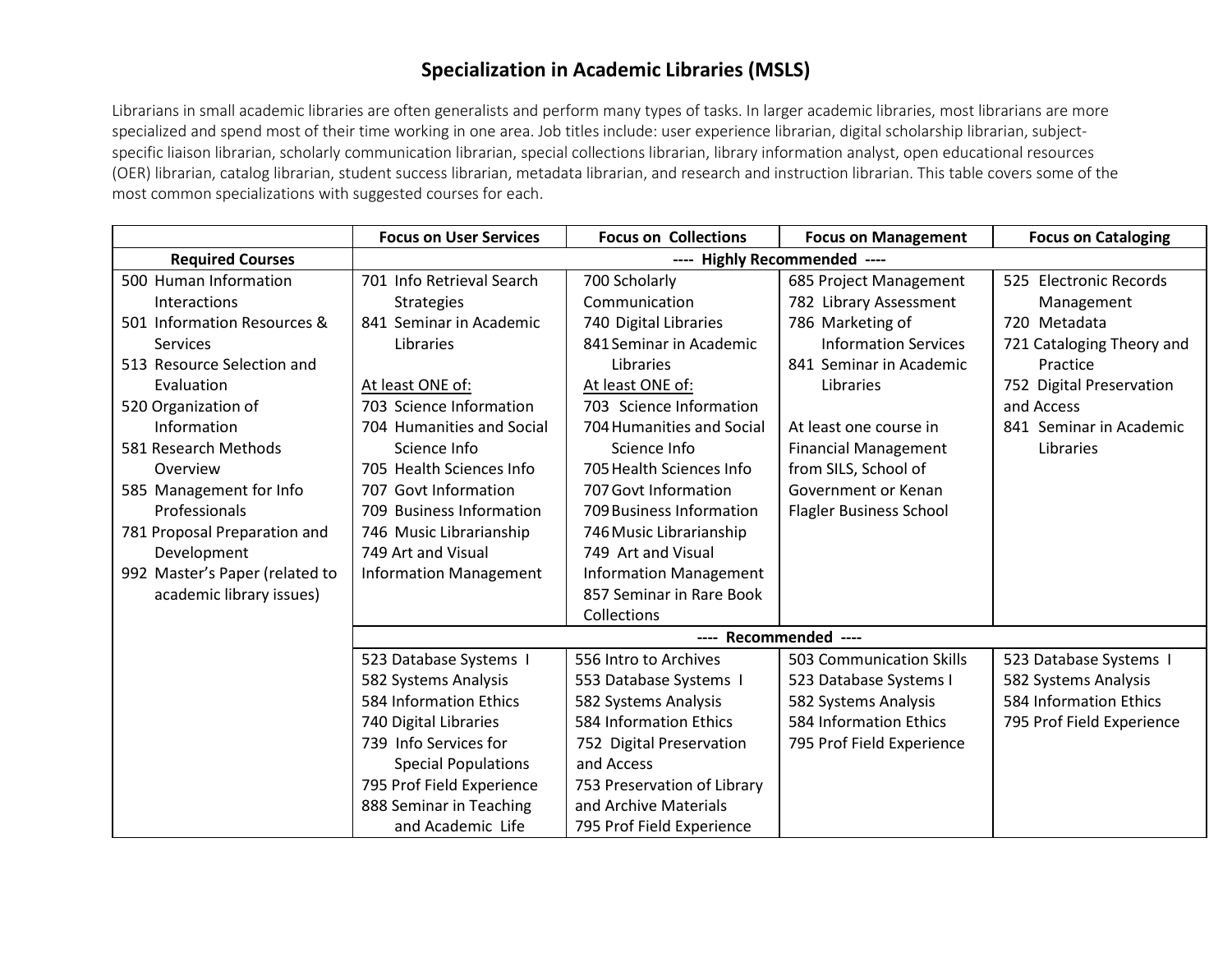# Specialization in Academic Libraries (MSLS)

Librarians in small academic libraries are often generalists and perform many types of tasks. In larger academic libraries, most librarians are more specialized and spend most of their time working in one area. Job titles include: user experience librarian, digital scholarship librarian, subject-specific liaison librarian, scholarly communication librarian, special collections librarian, library information analyst, open educational resources (OER) librarian, catalog librarian, student success librarian, metadata librarian, and research and instruction librarian. This table covers some of the most common specializations with suggested courses for each.

| | Focus on User Services | Focus on Collections | Focus on Management | Focus on Cataloging |
|---|---|---|---|---|
| **Required Courses** | ---- **Highly Recommended** ---- | | | |
| 500 Human Information Interactions<br>501 Information Resources & Services<br>513 Resource Selection and Evaluation<br>520 Organization of Information<br>581 Research Methods Overview<br>585 Management for Info Professionals<br>781 Proposal Preparation and Development<br>992 Master's Paper (related to academic library issues) | 701 Info Retrieval Search Strategies<br>841 Seminar in Academic Libraries<br><br><u>At least ONE of:</u><br>703 Science Information<br>704 Humanities and Social Science Info<br>705 Health Sciences Info<br>707 Govt Information<br>709 Business Information<br>746 Music Librarianship<br>749 Art and Visual Information Management | 700 Scholarly Communication<br>740 Digital Libraries<br>841 Seminar in Academic Libraries<br><u>At least ONE of:</u><br>703 Science Information<br>704 Humanities and Social Science Info<br>705 Health Sciences Info<br>707 Govt Information<br>709 Business Information<br>746 Music Librarianship<br>749 Art and Visual Information Management<br>857 Seminar in Rare Book Collections | 685 Project Management<br>782 Library Assessment<br>786 Marketing of Information Services<br>841 Seminar in Academic Libraries<br><br>At least one course in Financial Management from SILS, School of Government or Kenan Flagler Business School | 525 Electronic Records Management<br>720 Metadata<br>721 Cataloging Theory and Practice<br>752 Digital Preservation and Access<br>841 Seminar in Academic Libraries |
| | ---- **Recommended** ---- | | | |
| | 523 Database Systems I<br>582 Systems Analysis<br>584 Information Ethics<br>740 Digital Libraries<br>739 Info Services for Special Populations<br>795 Prof Field Experience<br>888 Seminar in Teaching and Academic Life | 556 Intro to Archives<br>553 Database Systems I<br>582 Systems Analysis<br>584 Information Ethics<br>752 Digital Preservation and Access<br>753 Preservation of Library and Archive Materials<br>795 Prof Field Experience | 503 Communication Skills<br>523 Database Systems I<br>582 Systems Analysis<br>584 Information Ethics<br>795 Prof Field Experience | 523 Database Systems I<br>582 Systems Analysis<br>584 Information Ethics<br>795 Prof Field Experience |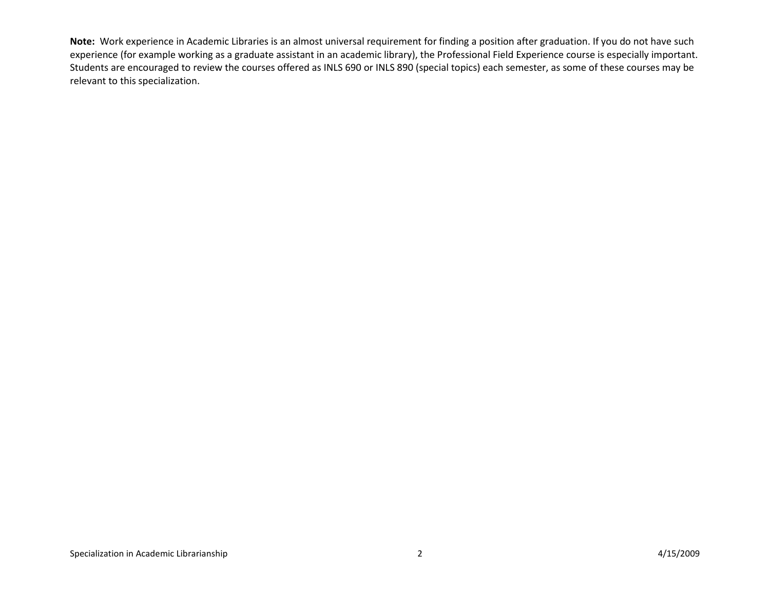**Note:** Work experience in Academic Libraries is an almost universal requirement for finding a position after graduation. If you do not have such experience (for example working as a graduate assistant in an academic library), the Professional Field Experience course is especially important. Students are encouraged to review the courses offered as INLS 690 or INLS 890 (special topics) each semester, as some of these courses may be relevant to this specialization.